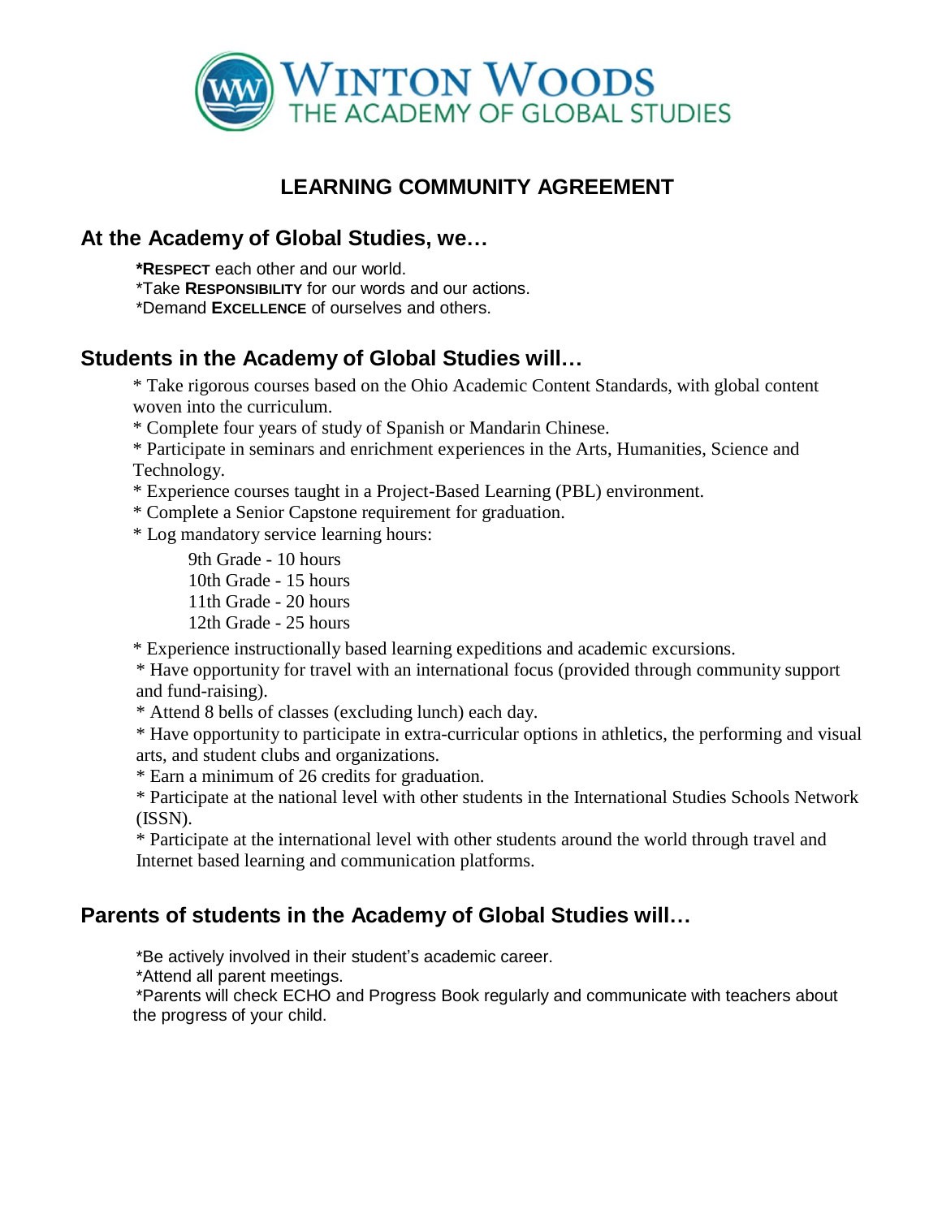# WINTON WOODS
## THE ACADEMY OF GLOBAL STUDIES

## LEARNING COMMUNITY AGREEMENT

### At the Academy of Global Studies, we…

**\*RESPECT** each other and our world.
\*Take **RESPONSIBILITY** for our words and our actions.
\*Demand **EXCELLENCE** of ourselves and others.

### Students in the Academy of Global Studies will…

\* Take rigorous courses based on the Ohio Academic Content Standards, with global content woven into the curriculum.
\* Complete four years of study of Spanish or Mandarin Chinese.
\* Participate in seminars and enrichment experiences in the Arts, Humanities, Science and Technology.
\* Experience courses taught in a Project-Based Learning (PBL) environment.
\* Complete a Senior Capstone requirement for graduation.
\* Log mandatory service learning hours:

9th Grade - 10 hours
10th Grade - 15 hours
11th Grade - 20 hours
12th Grade - 25 hours

\* Experience instructionally based learning expeditions and academic excursions.
\* Have opportunity for travel with an international focus (provided through community support and fund-raising).
\* Attend 8 bells of classes (excluding lunch) each day.
\* Have opportunity to participate in extra-curricular options in athletics, the performing and visual arts, and student clubs and organizations.
\* Earn a minimum of 26 credits for graduation.
\* Participate at the national level with other students in the International Studies Schools Network (ISSN).
\* Participate at the international level with other students around the world through travel and Internet based learning and communication platforms.

### Parents of students in the Academy of Global Studies will…

\*Be actively involved in their student's academic career.
\*Attend all parent meetings.
\*Parents will check ECHO and Progress Book regularly and communicate with teachers about the progress of your child.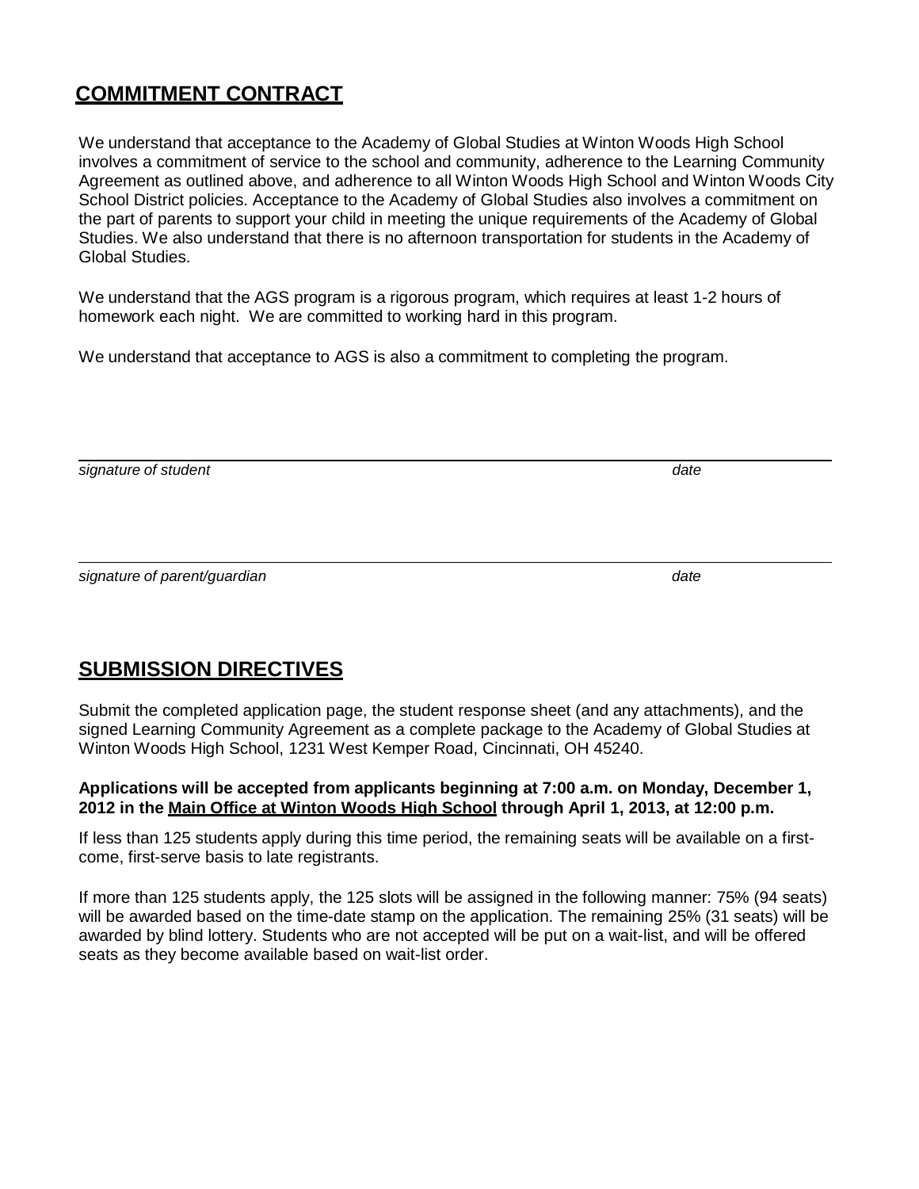## COMMITMENT CONTRACT

We understand that acceptance to the Academy of Global Studies at Winton Woods High School involves a commitment of service to the school and community, adherence to the Learning Community Agreement as outlined above, and adherence to all Winton Woods High School and Winton Woods City School District policies. Acceptance to the Academy of Global Studies also involves a commitment on the part of parents to support your child in meeting the unique requirements of the Academy of Global Studies. We also understand that there is no afternoon transportation for students in the Academy of Global Studies.

We understand that the AGS program is a rigorous program, which requires at least 1-2 hours of homework each night. We are committed to working hard in this program.

We understand that acceptance to AGS is also a commitment to completing the program.

\_\_\_\_\_\_\_\_\_\_\_\_\_\_\_\_\_\_\_\_\_\_\_\_\_\_\_\_\_\_\_\_\_\_\_\_\_\_\_\_\_\_\_\_\_\_\_\_\_\_\_\_\_\_\_\_\_\_\_\_\_\_\_\_\_\_\_\_\_\_

*signature of student* *date*

\_\_\_\_\_\_\_\_\_\_\_\_\_\_\_\_\_\_\_\_\_\_\_\_\_\_\_\_\_\_\_\_\_\_\_\_\_\_\_\_\_\_\_\_\_\_\_\_\_\_\_\_\_\_\_\_\_\_\_\_\_\_\_\_\_\_\_\_\_\_

*signature of parent/guardian* *date*

## SUBMISSION DIRECTIVES

Submit the completed application page, the student response sheet (and any attachments), and the signed Learning Community Agreement as a complete package to the Academy of Global Studies at Winton Woods High School, 1231 West Kemper Road, Cincinnati, OH 45240.

**Applications will be accepted from applicants beginning at 7:00 a.m. on Monday, December 1, 2012 in the <u>Main Office at Winton Woods High School</u> through April 1, 2013, at 12:00 p.m.**

If less than 125 students apply during this time period, the remaining seats will be available on a first-come, first-serve basis to late registrants.

If more than 125 students apply, the 125 slots will be assigned in the following manner: 75% (94 seats) will be awarded based on the time-date stamp on the application. The remaining 25% (31 seats) will be awarded by blind lottery. Students who are not accepted will be put on a wait-list, and will be offered seats as they become available based on wait-list order.